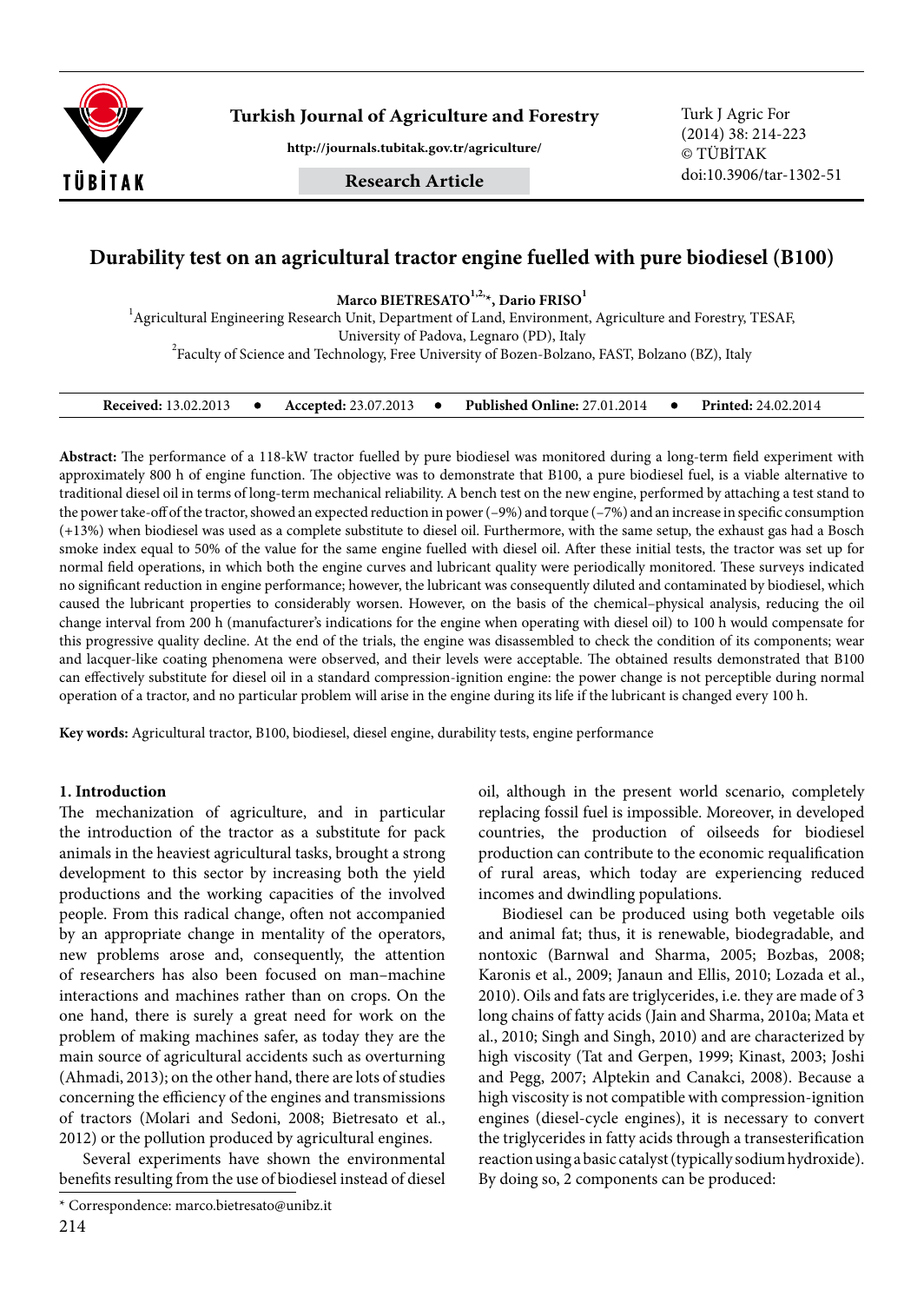# Durability test on an agricultural tractor engine fuelled with pure biodiesel (B100)

**Marco BIETRESATO[1,2,*], Dario FRISO[1]**

[1]Agricultural Engineering Research Unit, Department of Land, Environment, Agriculture and Forestry, TESAF, University of Padova, Legnaro (PD), Italy

[2]Faculty of Science and Technology, Free University of Bozen-Bolzano, FAST, Bolzano (BZ), Italy

**Received:** 13.02.2013 ● **Accepted:** 23.07.2013 ● **Published Online:** 27.01.2014 ● **Printed:** 24.02.2014

**Abstract:** The performance of a 118-kW tractor fuelled by pure biodiesel was monitored during a long-term field experiment with approximately 800 h of engine function. The objective was to demonstrate that B100, a pure biodiesel fuel, is a viable alternative to traditional diesel oil in terms of long-term mechanical reliability. A bench test on the new engine, performed by attaching a test stand to the power take-off of the tractor, showed an expected reduction in power (–9%) and torque (–7%) and an increase in specific consumption (+13%) when biodiesel was used as a complete substitute to diesel oil. Furthermore, with the same setup, the exhaust gas had a Bosch smoke index equal to 50% of the value for the same engine fuelled with diesel oil. After these initial tests, the tractor was set up for normal field operations, in which both the engine curves and lubricant quality were periodically monitored. These surveys indicated no significant reduction in engine performance; however, the lubricant was consequently diluted and contaminated by biodiesel, which caused the lubricant properties to considerably worsen. However, on the basis of the chemical–physical analysis, reducing the oil change interval from 200 h (manufacturer's indications for the engine when operating with diesel oil) to 100 h would compensate for this progressive quality decline. At the end of the trials, the engine was disassembled to check the condition of its components; wear and lacquer-like coating phenomena were observed, and their levels were acceptable. The obtained results demonstrated that B100 can effectively substitute for diesel oil in a standard compression-ignition engine: the power change is not perceptible during normal operation of a tractor, and no particular problem will arise in the engine during its life if the lubricant is changed every 100 h.

**Key words:** Agricultural tractor, B100, biodiesel, diesel engine, durability tests, engine performance

## 1. Introduction

The mechanization of agriculture, and in particular the introduction of the tractor as a substitute for pack animals in the heaviest agricultural tasks, brought a strong development to this sector by increasing both the yield productions and the working capacities of the involved people. From this radical change, often not accompanied by an appropriate change in mentality of the operators, new problems arose and, consequently, the attention of researchers has also been focused on man–machine interactions and machines rather than on crops. On the one hand, there is surely a great need for work on the problem of making machines safer, as today they are the main source of agricultural accidents such as overturning (Ahmadi, 2013); on the other hand, there are lots of studies concerning the efficiency of the engines and transmissions of tractors (Molari and Sedoni, 2008; Bietresato et al., 2012) or the pollution produced by agricultural engines.

Several experiments have shown the environmental benefits resulting from the use of biodiesel instead of diesel oil, although in the present world scenario, completely replacing fossil fuel is impossible. Moreover, in developed countries, the production of oilseeds for biodiesel production can contribute to the economic requalification of rural areas, which today are experiencing reduced incomes and dwindling populations.

Biodiesel can be produced using both vegetable oils and animal fat; thus, it is renewable, biodegradable, and nontoxic (Barnwal and Sharma, 2005; Bozbas, 2008; Karonis et al., 2009; Janaun and Ellis, 2010; Lozada et al., 2010). Oils and fats are triglycerides, i.e. they are made of 3 long chains of fatty acids (Jain and Sharma, 2010a; Mata et al., 2010; Singh and Singh, 2010) and are characterized by high viscosity (Tat and Gerpen, 1999; Kinast, 2003; Joshi and Pegg, 2007; Alptekin and Canakci, 2008). Because a high viscosity is not compatible with compression-ignition engines (diesel-cycle engines), it is necessary to convert the triglycerides in fatty acids through a transesterification reaction using a basic catalyst (typically sodium hydroxide). By doing so, 2 components can be produced:

* Correspondence: marco.bietresato@unibz.it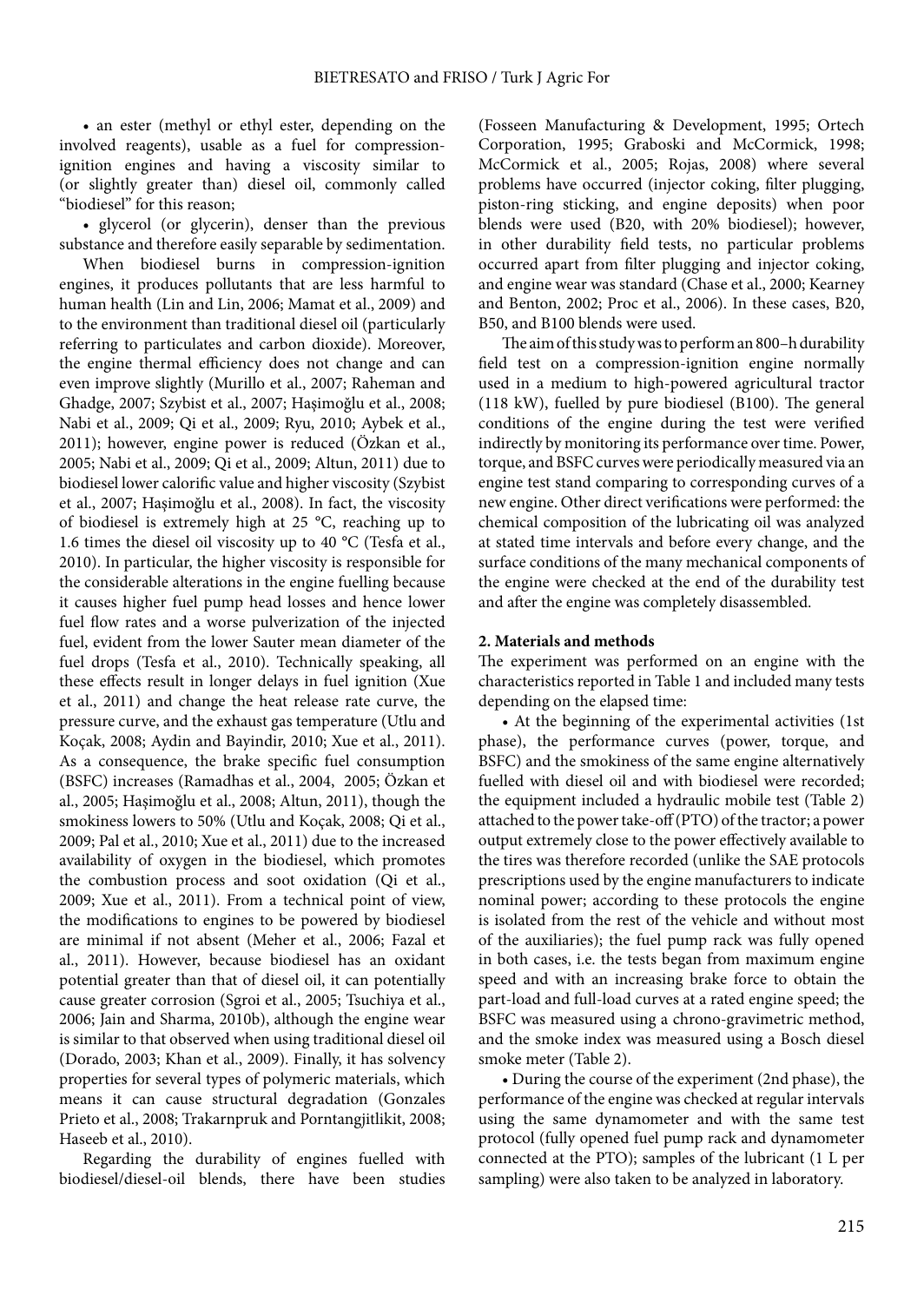• an ester (methyl or ethyl ester, depending on the involved reagents), usable as a fuel for compression-ignition engines and having a viscosity similar to (or slightly greater than) diesel oil, commonly called "biodiesel" for this reason;

• glycerol (or glycerin), denser than the previous substance and therefore easily separable by sedimentation.

When biodiesel burns in compression-ignition engines, it produces pollutants that are less harmful to human health (Lin and Lin, 2006; Mamat et al., 2009) and to the environment than traditional diesel oil (particularly referring to particulates and carbon dioxide). Moreover, the engine thermal efficiency does not change and can even improve slightly (Murillo et al., 2007; Raheman and Ghadge, 2007; Szybist et al., 2007; Haşimoğlu et al., 2008; Nabi et al., 2009; Qi et al., 2009; Ryu, 2010; Aybek et al., 2011); however, engine power is reduced (Özkan et al., 2005; Nabi et al., 2009; Qi et al., 2009; Altun, 2011) due to biodiesel lower calorific value and higher viscosity (Szybist et al., 2007; Haşimoğlu et al., 2008). In fact, the viscosity of biodiesel is extremely high at 25 °C, reaching up to 1.6 times the diesel oil viscosity up to 40 °C (Tesfa et al., 2010). In particular, the higher viscosity is responsible for the considerable alterations in the engine fuelling because it causes higher fuel pump head losses and hence lower fuel flow rates and a worse pulverization of the injected fuel, evident from the lower Sauter mean diameter of the fuel drops (Tesfa et al., 2010). Technically speaking, all these effects result in longer delays in fuel ignition (Xue et al., 2011) and change the heat release rate curve, the pressure curve, and the exhaust gas temperature (Utlu and Koçak, 2008; Aydin and Bayindir, 2010; Xue et al., 2011). As a consequence, the brake specific fuel consumption (BSFC) increases (Ramadhas et al., 2004, 2005; Özkan et al., 2005; Haşimoğlu et al., 2008; Altun, 2011), though the smokiness lowers to 50% (Utlu and Koçak, 2008; Qi et al., 2009; Pal et al., 2010; Xue et al., 2011) due to the increased availability of oxygen in the biodiesel, which promotes the combustion process and soot oxidation (Qi et al., 2009; Xue et al., 2011). From a technical point of view, the modifications to engines to be powered by biodiesel are minimal if not absent (Meher et al., 2006; Fazal et al., 2011). However, because biodiesel has an oxidant potential greater than that of diesel oil, it can potentially cause greater corrosion (Sgroi et al., 2005; Tsuchiya et al., 2006; Jain and Sharma, 2010b), although the engine wear is similar to that observed when using traditional diesel oil (Dorado, 2003; Khan et al., 2009). Finally, it has solvency properties for several types of polymeric materials, which means it can cause structural degradation (Gonzales Prieto et al., 2008; Trakarnpruk and Porntangjitlikit, 2008; Haseeb et al., 2010).

Regarding the durability of engines fuelled with biodiesel/diesel-oil blends, there have been studies (Fosseen Manufacturing & Development, 1995; Ortech Corporation, 1995; Graboski and McCormick, 1998; McCormick et al., 2005; Rojas, 2008) where several problems have occurred (injector coking, filter plugging, piston-ring sticking, and engine deposits) when poor blends were used (B20, with 20% biodiesel); however, in other durability field tests, no particular problems occurred apart from filter plugging and injector coking, and engine wear was standard (Chase et al., 2000; Kearney and Benton, 2002; Proc et al., 2006). In these cases, B20, B50, and B100 blends were used.

The aim of this study was to perform an 800–h durability field test on a compression-ignition engine normally used in a medium to high-powered agricultural tractor (118 kW), fuelled by pure biodiesel (B100). The general conditions of the engine during the test were verified indirectly by monitoring its performance over time. Power, torque, and BSFC curves were periodically measured via an engine test stand comparing to corresponding curves of a new engine. Other direct verifications were performed: the chemical composition of the lubricating oil was analyzed at stated time intervals and before every change, and the surface conditions of the many mechanical components of the engine were checked at the end of the durability test and after the engine was completely disassembled.

## 2. Materials and methods

The experiment was performed on an engine with the characteristics reported in Table 1 and included many tests depending on the elapsed time:

• At the beginning of the experimental activities (1st phase), the performance curves (power, torque, and BSFC) and the smokiness of the same engine alternatively fuelled with diesel oil and with biodiesel were recorded; the equipment included a hydraulic mobile test (Table 2) attached to the power take-off (PTO) of the tractor; a power output extremely close to the power effectively available to the tires was therefore recorded (unlike the SAE protocols prescriptions used by the engine manufacturers to indicate nominal power; according to these protocols the engine is isolated from the rest of the vehicle and without most of the auxiliaries); the fuel pump rack was fully opened in both cases, i.e. the tests began from maximum engine speed and with an increasing brake force to obtain the part-load and full-load curves at a rated engine speed; the BSFC was measured using a chrono-gravimetric method, and the smoke index was measured using a Bosch diesel smoke meter (Table 2).

• During the course of the experiment (2nd phase), the performance of the engine was checked at regular intervals using the same dynamometer and with the same test protocol (fully opened fuel pump rack and dynamometer connected at the PTO); samples of the lubricant (1 L per sampling) were also taken to be analyzed in laboratory.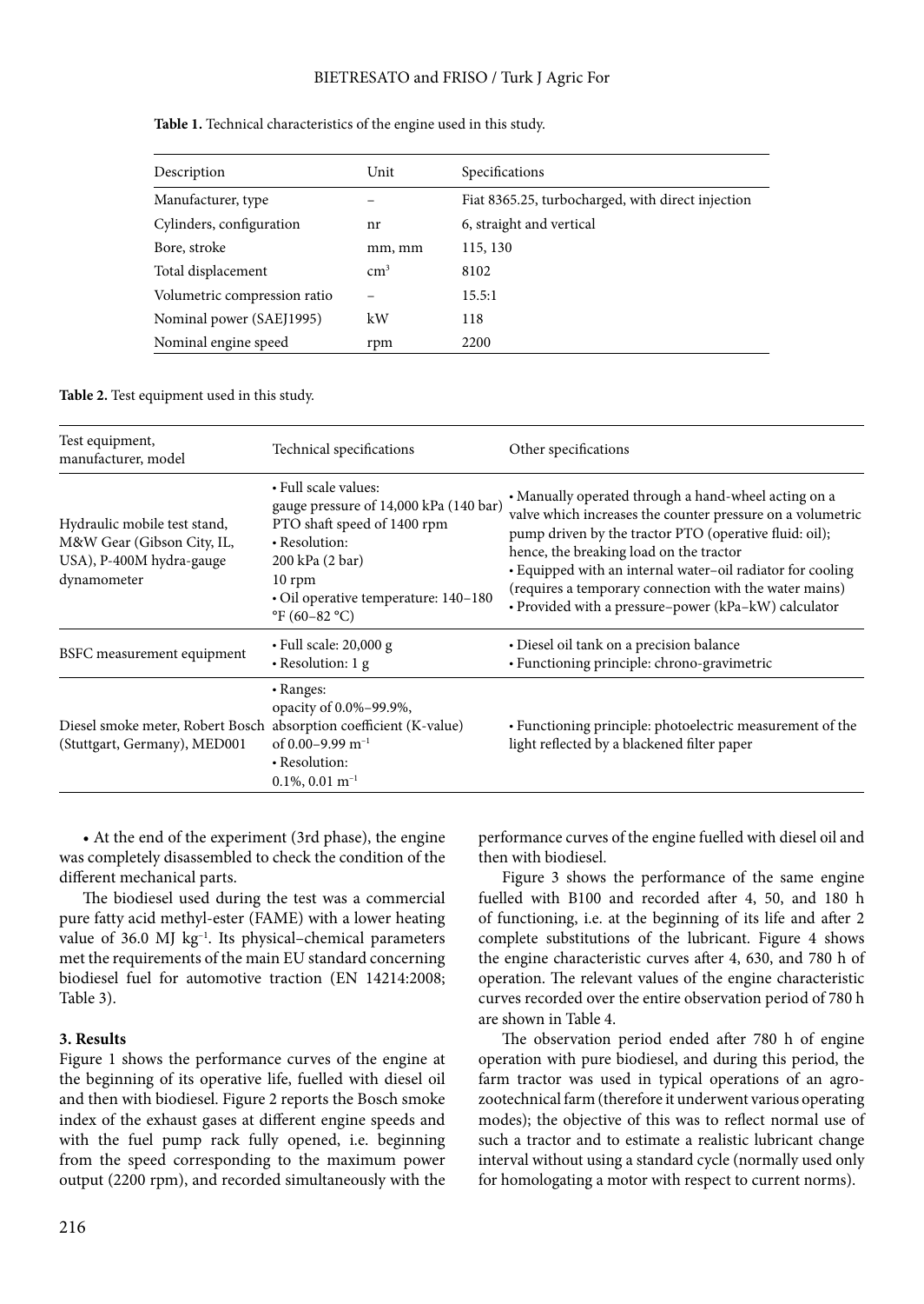**Table 1.** Technical characteristics of the engine used in this study.

| Description | Unit | Specifications |
|---|---|---|
| Manufacturer, type | – | Fiat 8365.25, turbocharged, with direct injection |
| Cylinders, configuration | nr | 6, straight and vertical |
| Bore, stroke | mm, mm | 115, 130 |
| Total displacement | $cm^3$ | 8102 |
| Volumetric compression ratio | – | 15.5:1 |
| Nominal power (SAEJ1995) | kW | 118 |
| Nominal engine speed | rpm | 2200 |

**Table 2.** Test equipment used in this study.

| Test equipment, manufacturer, model | Technical specifications | Other specifications |
|---|---|---|
| Hydraulic mobile test stand, M&W Gear (Gibson City, IL, USA), P-400M hydra-gauge dynamometer | • Full scale values: gauge pressure of 14,000 kPa (140 bar) PTO shaft speed of 1400 rpm<br>• Resolution: 200 kPa (2 bar) 10 rpm<br>• Oil operative temperature: 140–180 °F (60–82 °C) | • Manually operated through a hand-wheel acting on a valve which increases the counter pressure on a volumetric pump driven by the tractor PTO (operative fluid: oil); hence, the breaking load on the tractor<br>• Equipped with an internal water–oil radiator for cooling (requires a temporary connection with the water mains)<br>• Provided with a pressure–power (kPa–kW) calculator |
| BSFC measurement equipment | • Full scale: 20,000 g<br>• Resolution: 1 g | • Diesel oil tank on a precision balance<br>• Functioning principle: chrono-gravimetric |
| Diesel smoke meter, Robert Bosch (Stuttgart, Germany), MED001 | • Ranges: opacity of 0.0%–99.9%, absorption coefficient (K-value) of 0.00–9.99 $m^{-1}$<br>• Resolution: 0.1%, 0.01 $m^{-1}$ | • Functioning principle: photoelectric measurement of the light reflected by a blackened filter paper |

• At the end of the experiment (3rd phase), the engine was completely disassembled to check the condition of the different mechanical parts.

The biodiesel used during the test was a commercial pure fatty acid methyl-ester (FAME) with a lower heating value of 36.0 MJ $kg^{-1}$. Its physical–chemical parameters met the requirements of the main EU standard concerning biodiesel fuel for automotive traction (EN 14214:2008; Table 3).

### 3. Results

Figure 1 shows the performance curves of the engine at the beginning of its operative life, fuelled with diesel oil and then with biodiesel. Figure 2 reports the Bosch smoke index of the exhaust gases at different engine speeds and with the fuel pump rack fully opened, i.e. beginning from the speed corresponding to the maximum power output (2200 rpm), and recorded simultaneously with the performance curves of the engine fuelled with diesel oil and then with biodiesel.

Figure 3 shows the performance of the same engine fuelled with B100 and recorded after 4, 50, and 180 h of functioning, i.e. at the beginning of its life and after 2 complete substitutions of the lubricant. Figure 4 shows the engine characteristic curves after 4, 630, and 780 h of operation. The relevant values of the engine characteristic curves recorded over the entire observation period of 780 h are shown in Table 4.

The observation period ended after 780 h of engine operation with pure biodiesel, and during this period, the farm tractor was used in typical operations of an agro-zootechnical farm (therefore it underwent various operating modes); the objective of this was to reflect normal use of such a tractor and to estimate a realistic lubricant change interval without using a standard cycle (normally used only for homologating a motor with respect to current norms).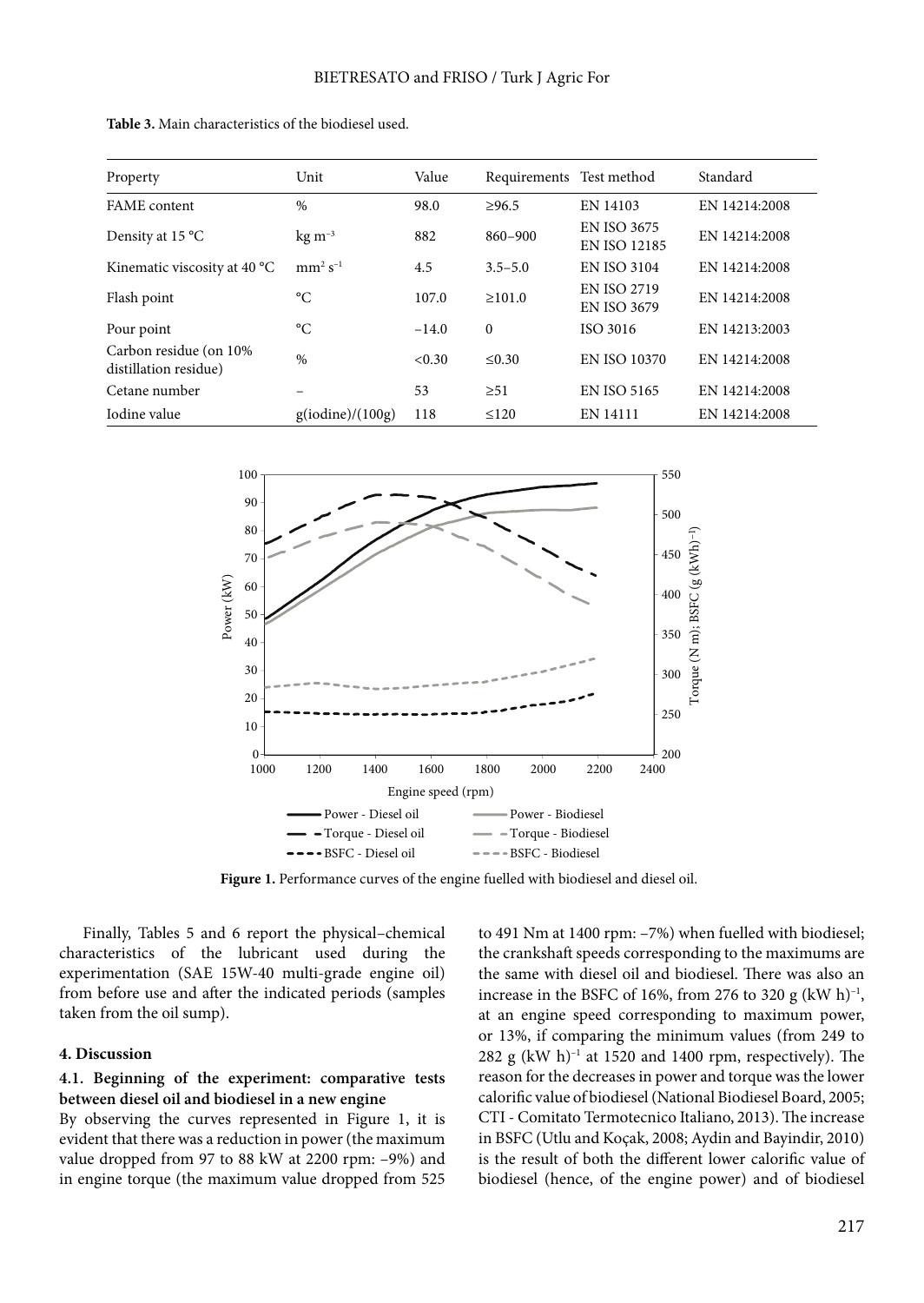**Table 3.** Main characteristics of the biodiesel used.

| Property | Unit | Value | Requirements | Test method | Standard |
|---|---|---|---|---|---|
| FAME content | % | 98.0 | ≥96.5 | EN 14103 | EN 14214:2008 |
| Density at 15 °C | kg m$^{-3}$ | 882 | 860–900 | EN ISO 3675 EN ISO 12185 | EN 14214:2008 |
| Kinematic viscosity at 40 °C | mm$^2$ s$^{-1}$ | 4.5 | 3.5–5.0 | EN ISO 3104 | EN 14214:2008 |
| Flash point | °C | 107.0 | ≥101.0 | EN ISO 2719 EN ISO 3679 | EN 14214:2008 |
| Pour point | °C | −14.0 | 0 | ISO 3016 | EN 14213:2003 |
| Carbon residue (on 10% distillation residue) | % | <0.30 | ≤0.30 | EN ISO 10370 | EN 14214:2008 |
| Cetane number | – | 53 | ≥51 | EN ISO 5165 | EN 14214:2008 |
| Iodine value | g(iodine)/(100g) | 118 | ≤120 | EN 14111 | EN 14214:2008 |

**Figure 1.** Performance curves of the engine fuelled with biodiesel and diesel oil.

Finally, Tables 5 and 6 report the physical–chemical characteristics of the lubricant used during the experimentation (SAE 15W-40 multi-grade engine oil) from before use and after the indicated periods (samples taken from the oil sump).

## 4. Discussion

### 4.1. Beginning of the experiment: comparative tests between diesel oil and biodiesel in a new engine

By observing the curves represented in Figure 1, it is evident that there was a reduction in power (the maximum value dropped from 97 to 88 kW at 2200 rpm: −9%) and in engine torque (the maximum value dropped from 525 to 491 Nm at 1400 rpm: −7%) when fuelled with biodiesel; the crankshaft speeds corresponding to the maximums are the same with diesel oil and biodiesel. There was also an increase in the BSFC of 16%, from 276 to 320 g (kW h)$^{-1}$, at an engine speed corresponding to maximum power, or 13%, if comparing the minimum values (from 249 to 282 g (kW h)$^{-1}$ at 1520 and 1400 rpm, respectively). The reason for the decreases in power and torque was the lower calorific value of biodiesel (National Biodiesel Board, 2005; CTI - Comitato Termotecnico Italiano, 2013). The increase in BSFC (Utlu and Koçak, 2008; Aydin and Bayindir, 2010) is the result of both the different lower calorific value of biodiesel (hence, of the engine power) and of biodiesel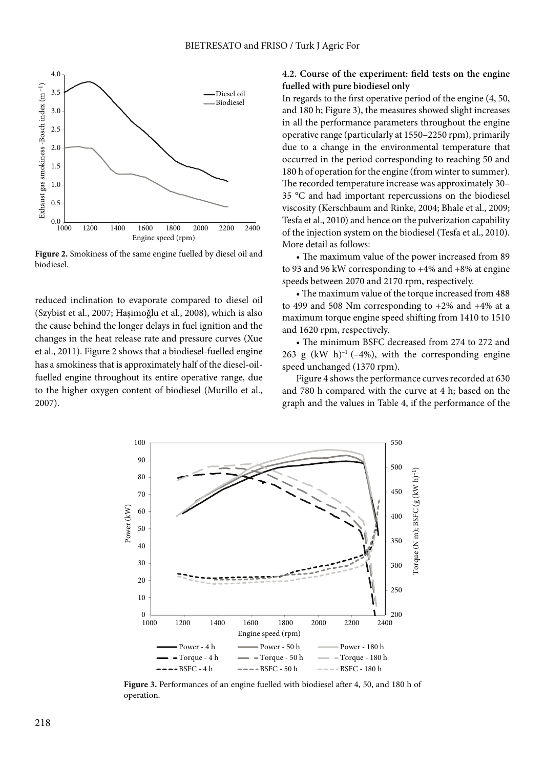Figure 2. Smokiness of the same engine fuelled by diesel oil and biodiesel.

reduced inclination to evaporate compared to diesel oil (Szybist et al., 2007; Haşimoğlu et al., 2008), which is also the cause behind the longer delays in fuel ignition and the changes in the heat release rate and pressure curves (Xue et al., 2011). Figure 2 shows that a biodiesel-fuelled engine has a smokiness that is approximately half of the diesel-oil-fuelled engine throughout its entire operative range, due to the higher oxygen content of biodiesel (Murillo et al., 2007).

### 4.2. Course of the experiment: field tests on the engine fuelled with pure biodiesel only

In regards to the first operative period of the engine (4, 50, and 180 h; Figure 3), the measures showed slight increases in all the performance parameters throughout the engine operative range (particularly at 1550–2250 rpm), primarily due to a change in the environmental temperature that occurred in the period corresponding to reaching 50 and 180 h of operation for the engine (from winter to summer). The recorded temperature increase was approximately 30–35 °C and had important repercussions on the biodiesel viscosity (Kerschbaum and Rinke, 2004; Bhale et al., 2009; Tesfa et al., 2010) and hence on the pulverization capability of the injection system on the biodiesel (Tesfa et al., 2010). More detail as follows:

- The maximum value of the power increased from 89 to 93 and 96 kW corresponding to +4% and +8% at engine speeds between 2070 and 2170 rpm, respectively.
- The maximum value of the torque increased from 488 to 499 and 508 Nm corresponding to +2% and +4% at a maximum torque engine speed shifting from 1410 to 1510 and 1620 rpm, respectively.
- The minimum BSFC decreased from 274 to 272 and 263 g $(kW\ h)^{-1}$ (–4%), with the corresponding engine speed unchanged (1370 rpm).

Figure 4 shows the performance curves recorded at 630 and 780 h compared with the curve at 4 h; based on the graph and the values in Table 4, if the performance of the

Figure 3. Performances of an engine fuelled with biodiesel after 4, 50, and 180 h of operation.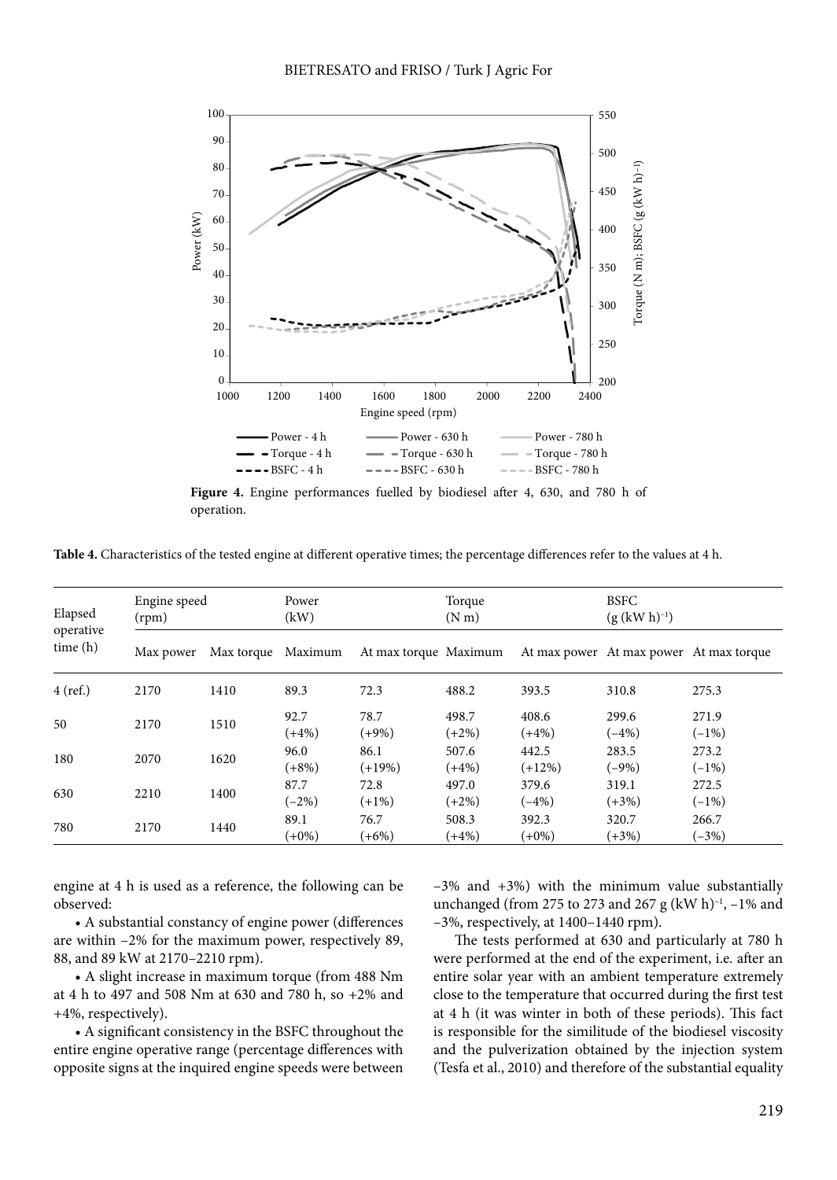**Figure 4.** Engine performances fuelled by biodiesel after 4, 630, and 780 h of operation.

**Table 4.** Characteristics of the tested engine at different operative times; the percentage differences refer to the values at 4 h.

| Elapsed operative time (h) | Engine speed (rpm) | | Power (kW) | | Torque (N m) | | BSFC (g (kW h)$^{-1}$) | |
|---|---|---|---|---|---|---|---|---|
| | Max power | Max torque | Maximum | At max torque | Maximum | At max power | At max power | At max torque |
| 4 (ref.) | 2170 | 1410 | 89.3 | 72.3 | 488.2 | 393.5 | 310.8 | 275.3 |
| 50 | 2170 | 1510 | 92.7 (+4%) | 78.7 (+9%) | 498.7 (+2%) | 408.6 (+4%) | 299.6 (−4%) | 271.9 (−1%) |
| 180 | 2070 | 1620 | 96.0 (+8%) | 86.1 (+19%) | 507.6 (+4%) | 442.5 (+12%) | 283.5 (−9%) | 273.2 (−1%) |
| 630 | 2210 | 1400 | 87.7 (−2%) | 72.8 (+1%) | 497.0 (+2%) | 379.6 (−4%) | 319.1 (+3%) | 272.5 (−1%) |
| 780 | 2170 | 1440 | 89.1 (+0%) | 76.7 (+6%) | 508.3 (+4%) | 392.3 (+0%) | 320.7 (+3%) | 266.7 (−3%) |

engine at 4 h is used as a reference, the following can be observed:

- A substantial constancy of engine power (differences are within −2% for the maximum power, respectively 89, 88, and 89 kW at 2170–2210 rpm).
- A slight increase in maximum torque (from 488 Nm at 4 h to 497 and 508 Nm at 630 and 780 h, so +2% and +4%, respectively).
- A significant consistency in the BSFC throughout the entire engine operative range (percentage differences with opposite signs at the inquired engine speeds were between −3% and +3%) with the minimum value substantially unchanged (from 275 to 273 and 267 g (kW h)$^{-1}$, −1% and −3%, respectively, at 1400–1440 rpm).

The tests performed at 630 and particularly at 780 h were performed at the end of the experiment, i.e. after an entire solar year with an ambient temperature extremely close to the temperature that occurred during the first test at 4 h (it was winter in both of these periods). This fact is responsible for the similitude of the biodiesel viscosity and the pulverization obtained by the injection system (Tesfa et al., 2010) and therefore of the substantial equality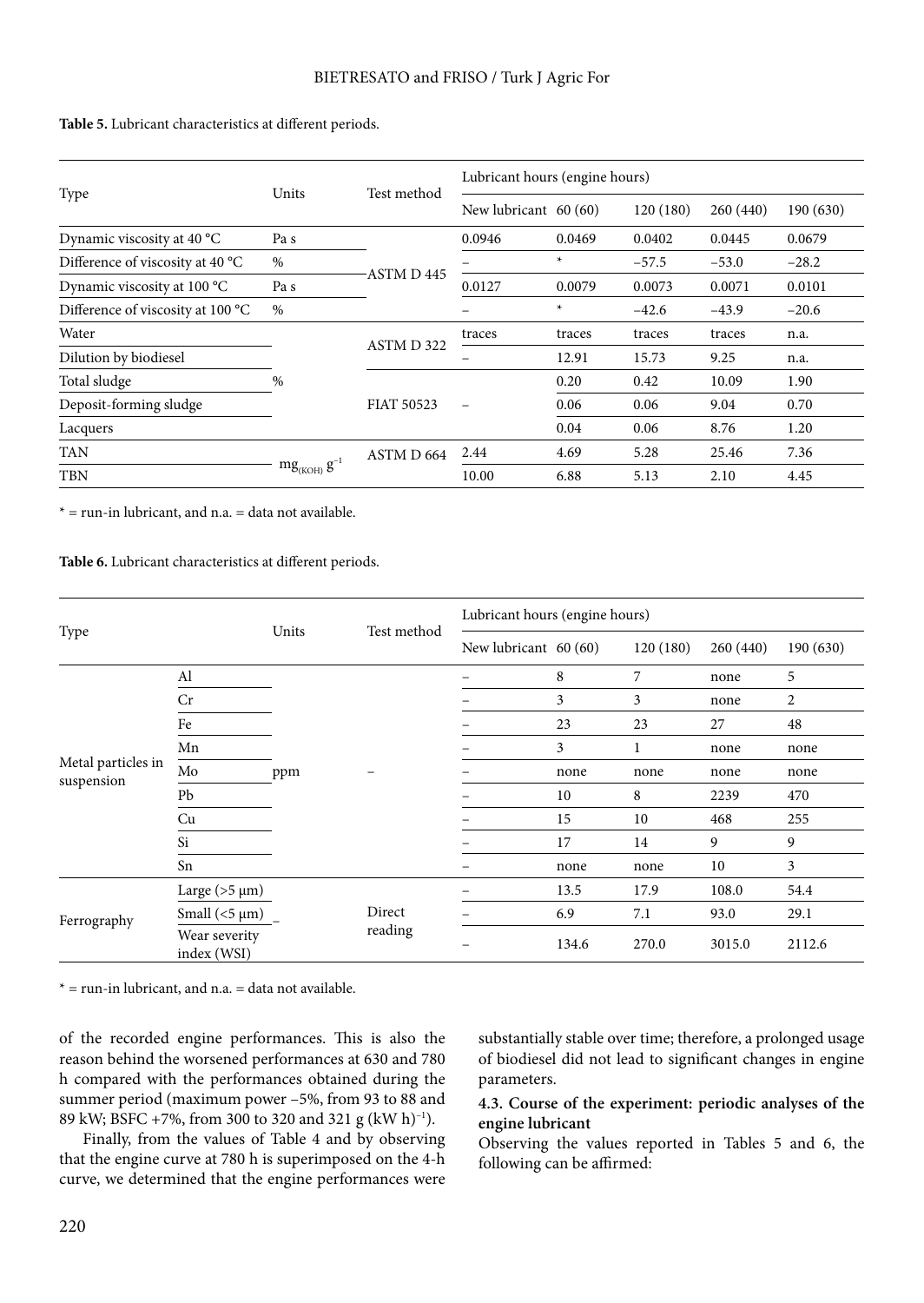**Table 5.** Lubricant characteristics at different periods.

| Type | Units | Test method | Lubricant hours (engine hours) | | | | |
|---|---|---|---|---|---|---|---|
| | | | New lubricant | 60 (60) | 120 (180) | 260 (440) | 190 (630) |
| Dynamic viscosity at 40 °C | Pa s | ASTM D 445 | 0.0946 | 0.0469 | 0.0402 | 0.0445 | 0.0679 |
| Difference of viscosity at 40 °C | % | | – | * | −57.5 | −53.0 | −28.2 |
| Dynamic viscosity at 100 °C | Pa s | | 0.0127 | 0.0079 | 0.0073 | 0.0071 | 0.0101 |
| Difference of viscosity at 100 °C | % | | – | * | −42.6 | −43.9 | −20.6 |
| Water | % | ASTM D 322 | traces | traces | traces | traces | n.a. |
| Dilution by biodiesel | | | – | 12.91 | 15.73 | 9.25 | n.a. |
| Total sludge | | FIAT 50523 | – | 0.20 | 0.42 | 10.09 | 1.90 |
| Deposit-forming sludge | | | | 0.06 | 0.06 | 9.04 | 0.70 |
| Lacquers | | | | 0.04 | 0.06 | 8.76 | 1.20 |
| TAN | $mg_{(KOH)}\ g^{-1}$ | ASTM D 664 | 2.44 | 4.69 | 5.28 | 25.46 | 7.36 |
| TBN | | | 10.00 | 6.88 | 5.13 | 2.10 | 4.45 |

* = run-in lubricant, and n.a. = data not available.

**Table 6.** Lubricant characteristics at different periods.

| Type | | Units | Test method | Lubricant hours (engine hours) | | | | |
|---|---|---|---|---|---|---|---|---|
| | | | | New lubricant | 60 (60) | 120 (180) | 260 (440) | 190 (630) |
| Metal particles in suspension | Al | ppm | – | – | 8 | 7 | none | 5 |
| | Cr | | | – | 3 | 3 | none | 2 |
| | Fe | | | – | 23 | 23 | 27 | 48 |
| | Mn | | | – | 3 | 1 | none | none |
| | Mo | | | – | none | none | none | none |
| | Pb | | | – | 10 | 8 | 2239 | 470 |
| | Cu | | | – | 15 | 10 | 468 | 255 |
| | Si | | | – | 17 | 14 | 9 | 9 |
| | Sn | | | – | none | none | 10 | 3 |
| Ferrography | Large (>5 µm) | – | Direct reading | – | 13.5 | 17.9 | 108.0 | 54.4 |
| | Small (<5 µm) | | | – | 6.9 | 7.1 | 93.0 | 29.1 |
| | Wear severity index (WSI) | | | – | 134.6 | 270.0 | 3015.0 | 2112.6 |

* = run-in lubricant, and n.a. = data not available.

of the recorded engine performances. This is also the reason behind the worsened performances at 630 and 780 h compared with the performances obtained during the summer period (maximum power –5%, from 93 to 88 and 89 kW; BSFC +7%, from 300 to 320 and 321 g $(kW\ h)^{-1}$).

Finally, from the values of Table 4 and by observing that the engine curve at 780 h is superimposed on the 4-h curve, we determined that the engine performances were substantially stable over time; therefore, a prolonged usage of biodiesel did not lead to significant changes in engine parameters.

#### 4.3. Course of the experiment: periodic analyses of the engine lubricant

Observing the values reported in Tables 5 and 6, the following can be affirmed: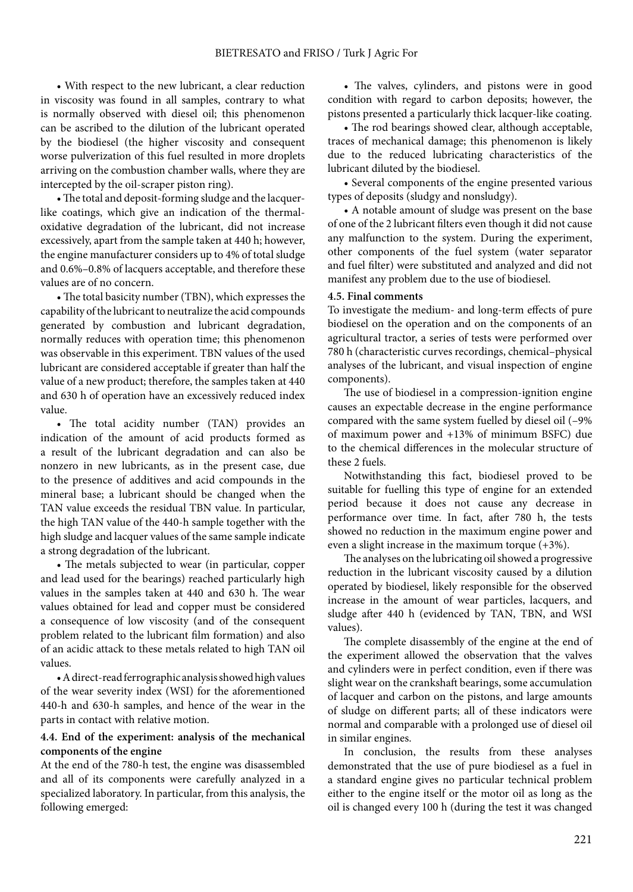• With respect to the new lubricant, a clear reduction in viscosity was found in all samples, contrary to what is normally observed with diesel oil; this phenomenon can be ascribed to the dilution of the lubricant operated by the biodiesel (the higher viscosity and consequent worse pulverization of this fuel resulted in more droplets arriving on the combustion chamber walls, where they are intercepted by the oil-scraper piston ring).

• The total and deposit-forming sludge and the lacquer-like coatings, which give an indication of the thermal-oxidative degradation of the lubricant, did not increase excessively, apart from the sample taken at 440 h; however, the engine manufacturer considers up to 4% of total sludge and 0.6%–0.8% of lacquers acceptable, and therefore these values are of no concern.

• The total basicity number (TBN), which expresses the capability of the lubricant to neutralize the acid compounds generated by combustion and lubricant degradation, normally reduces with operation time; this phenomenon was observable in this experiment. TBN values of the used lubricant are considered acceptable if greater than half the value of a new product; therefore, the samples taken at 440 and 630 h of operation have an excessively reduced index value.

• The total acidity number (TAN) provides an indication of the amount of acid products formed as a result of the lubricant degradation and can also be nonzero in new lubricants, as in the present case, due to the presence of additives and acid compounds in the mineral base; a lubricant should be changed when the TAN value exceeds the residual TBN value. In particular, the high TAN value of the 440-h sample together with the high sludge and lacquer values of the same sample indicate a strong degradation of the lubricant.

• The metals subjected to wear (in particular, copper and lead used for the bearings) reached particularly high values in the samples taken at 440 and 630 h. The wear values obtained for lead and copper must be considered a consequence of low viscosity (and of the consequent problem related to the lubricant film formation) and also of an acidic attack to these metals related to high TAN oil values.

• A direct-read ferrographic analysis showed high values of the wear severity index (WSI) for the aforementioned 440-h and 630-h samples, and hence of the wear in the parts in contact with relative motion.

### 4.4. End of the experiment: analysis of the mechanical components of the engine

At the end of the 780-h test, the engine was disassembled and all of its components were carefully analyzed in a specialized laboratory. In particular, from this analysis, the following emerged:

• The valves, cylinders, and pistons were in good condition with regard to carbon deposits; however, the pistons presented a particularly thick lacquer-like coating.

• The rod bearings showed clear, although acceptable, traces of mechanical damage; this phenomenon is likely due to the reduced lubricating characteristics of the lubricant diluted by the biodiesel.

• Several components of the engine presented various types of deposits (sludgy and nonsludgy).

• A notable amount of sludge was present on the base of one of the 2 lubricant filters even though it did not cause any malfunction to the system. During the experiment, other components of the fuel system (water separator and fuel filter) were substituted and analyzed and did not manifest any problem due to the use of biodiesel.

### 4.5. Final comments

To investigate the medium- and long-term effects of pure biodiesel on the operation and on the components of an agricultural tractor, a series of tests were performed over 780 h (characteristic curves recordings, chemical–physical analyses of the lubricant, and visual inspection of engine components).

The use of biodiesel in a compression-ignition engine causes an expectable decrease in the engine performance compared with the same system fuelled by diesel oil (–9% of maximum power and +13% of minimum BSFC) due to the chemical differences in the molecular structure of these 2 fuels.

Notwithstanding this fact, biodiesel proved to be suitable for fuelling this type of engine for an extended period because it does not cause any decrease in performance over time. In fact, after 780 h, the tests showed no reduction in the maximum engine power and even a slight increase in the maximum torque (+3%).

The analyses on the lubricating oil showed a progressive reduction in the lubricant viscosity caused by a dilution operated by biodiesel, likely responsible for the observed increase in the amount of wear particles, lacquers, and sludge after 440 h (evidenced by TAN, TBN, and WSI values).

The complete disassembly of the engine at the end of the experiment allowed the observation that the valves and cylinders were in perfect condition, even if there was slight wear on the crankshaft bearings, some accumulation of lacquer and carbon on the pistons, and large amounts of sludge on different parts; all of these indicators were normal and comparable with a prolonged use of diesel oil in similar engines.

In conclusion, the results from these analyses demonstrated that the use of pure biodiesel as a fuel in a standard engine gives no particular technical problem either to the engine itself or the motor oil as long as the oil is changed every 100 h (during the test it was changed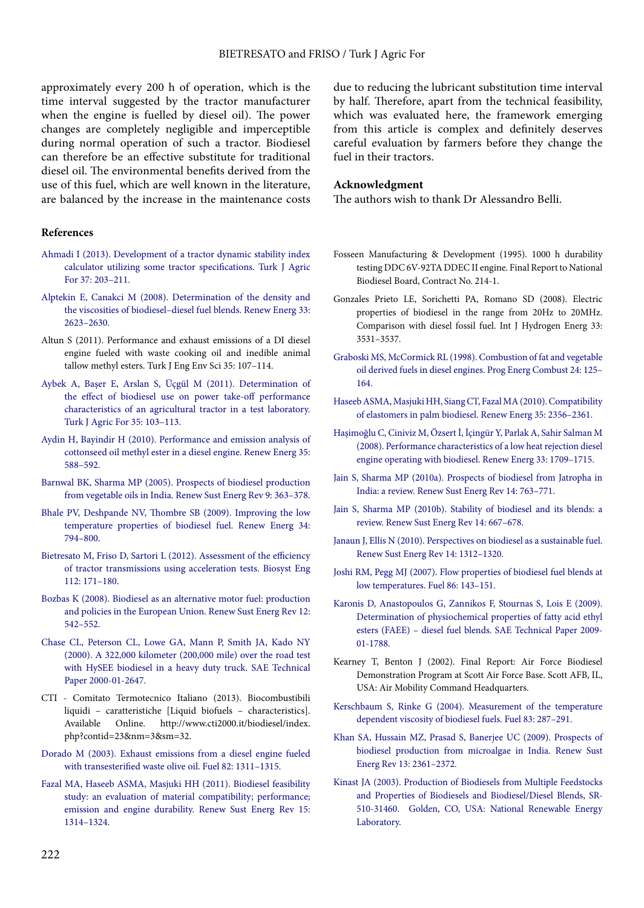approximately every 200 h of operation, which is the time interval suggested by the tractor manufacturer when the engine is fuelled by diesel oil). The power changes are completely negligible and imperceptible during normal operation of such a tractor. Biodiesel can therefore be an effective substitute for traditional diesel oil. The environmental benefits derived from the use of this fuel, which are well known in the literature, are balanced by the increase in the maintenance costs due to reducing the lubricant substitution time interval by half. Therefore, apart from the technical feasibility, which was evaluated here, the framework emerging from this article is complex and definitely deserves careful evaluation by farmers before they change the fuel in their tractors.

## Acknowledgment

The authors wish to thank Dr Alessandro Belli.

## References

Ahmadi I (2013). Development of a tractor dynamic stability index calculator utilizing some tractor specifications. Turk J Agric For 37: 203–211.

Alptekin E, Canakci M (2008). Determination of the density and the viscosities of biodiesel–diesel fuel blends. Renew Energ 33: 2623–2630.

Altun S (2011). Performance and exhaust emissions of a DI diesel engine fueled with waste cooking oil and inedible animal tallow methyl esters. Turk J Eng Env Sci 35: 107–114.

Aybek A, Başer E, Arslan S, Üçgül M (2011). Determination of the effect of biodiesel use on power take-off performance characteristics of an agricultural tractor in a test laboratory. Turk J Agric For 35: 103–113.

Aydin H, Bayindir H (2010). Performance and emission analysis of cottonseed oil methyl ester in a diesel engine. Renew Energ 35: 588–592.

Barnwal BK, Sharma MP (2005). Prospects of biodiesel production from vegetable oils in India. Renew Sust Energ Rev 9: 363–378.

Bhale PV, Deshpande NV, Thombre SB (2009). Improving the low temperature properties of biodiesel fuel. Renew Energ 34: 794–800.

Bietresato M, Friso D, Sartori L (2012). Assessment of the efficiency of tractor transmissions using acceleration tests. Biosyst Eng 112: 171–180.

Bozbas K (2008). Biodiesel as an alternative motor fuel: production and policies in the European Union. Renew Sust Energ Rev 12: 542–552.

Chase CL, Peterson CL, Lowe GA, Mann P, Smith JA, Kado NY (2000). A 322,000 kilometer (200,000 mile) over the road test with HySEE biodiesel in a heavy duty truck. SAE Technical Paper 2000-01-2647.

CTI - Comitato Termotecnico Italiano (2013). Biocombustibili liquidi – caratteristiche [Liquid biofuels – characteristics]. Available Online. http://www.cti2000.it/biodiesel/index.php?contid=23&nm=3&sm=32.

Dorado M (2003). Exhaust emissions from a diesel engine fueled with transesterified waste olive oil. Fuel 82: 1311–1315.

Fazal MA, Haseeb ASMA, Masjuki HH (2011). Biodiesel feasibility study: an evaluation of material compatibility; performance; emission and engine durability. Renew Sust Energ Rev 15: 1314–1324.

Fosseen Manufacturing & Development (1995). 1000 h durability testing DDC 6V-92TA DDEC II engine. Final Report to National Biodiesel Board, Contract No. 214-1.

Gonzales Prieto LE, Sorichetti PA, Romano SD (2008). Electric properties of biodiesel in the range from 20Hz to 20MHz. Comparison with diesel fossil fuel. Int J Hydrogen Energ 33: 3531–3537.

Graboski MS, McCormick RL (1998). Combustion of fat and vegetable oil derived fuels in diesel engines. Prog Energ Combust 24: 125–164.

Haseeb ASMA, Masjuki HH, Siang CT, Fazal MA (2010). Compatibility of elastomers in palm biodiesel. Renew Energ 35: 2356–2361.

Haşimoğlu C, Ciniviz M, Özsert İ, İçingür Y, Parlak A, Sahir Salman M (2008). Performance characteristics of a low heat rejection diesel engine operating with biodiesel. Renew Energ 33: 1709–1715.

Jain S, Sharma MP (2010a). Prospects of biodiesel from Jatropha in India: a review. Renew Sust Energ Rev 14: 763–771.

Jain S, Sharma MP (2010b). Stability of biodiesel and its blends: a review. Renew Sust Energ Rev 14: 667–678.

Janaun J, Ellis N (2010). Perspectives on biodiesel as a sustainable fuel. Renew Sust Energ Rev 14: 1312–1320.

Joshi RM, Pegg MJ (2007). Flow properties of biodiesel fuel blends at low temperatures. Fuel 86: 143–151.

Karonis D, Anastopoulos G, Zannikos F, Stournas S, Lois E (2009). Determination of physiochemical properties of fatty acid ethyl esters (FAEE) – diesel fuel blends. SAE Technical Paper 2009-01-1788.

Kearney T, Benton J (2002). Final Report: Air Force Biodiesel Demonstration Program at Scott Air Force Base. Scott AFB, IL, USA: Air Mobility Command Headquarters.

Kerschbaum S, Rinke G (2004). Measurement of the temperature dependent viscosity of biodiesel fuels. Fuel 83: 287–291.

Khan SA, Hussain MZ, Prasad S, Banerjee UC (2009). Prospects of biodiesel production from microalgae in India. Renew Sust Energ Rev 13: 2361–2372.

Kinast JA (2003). Production of Biodiesels from Multiple Feedstocks and Properties of Biodiesels and Biodiesel/Diesel Blends, SR-510-31460. Golden, CO, USA: National Renewable Energy Laboratory.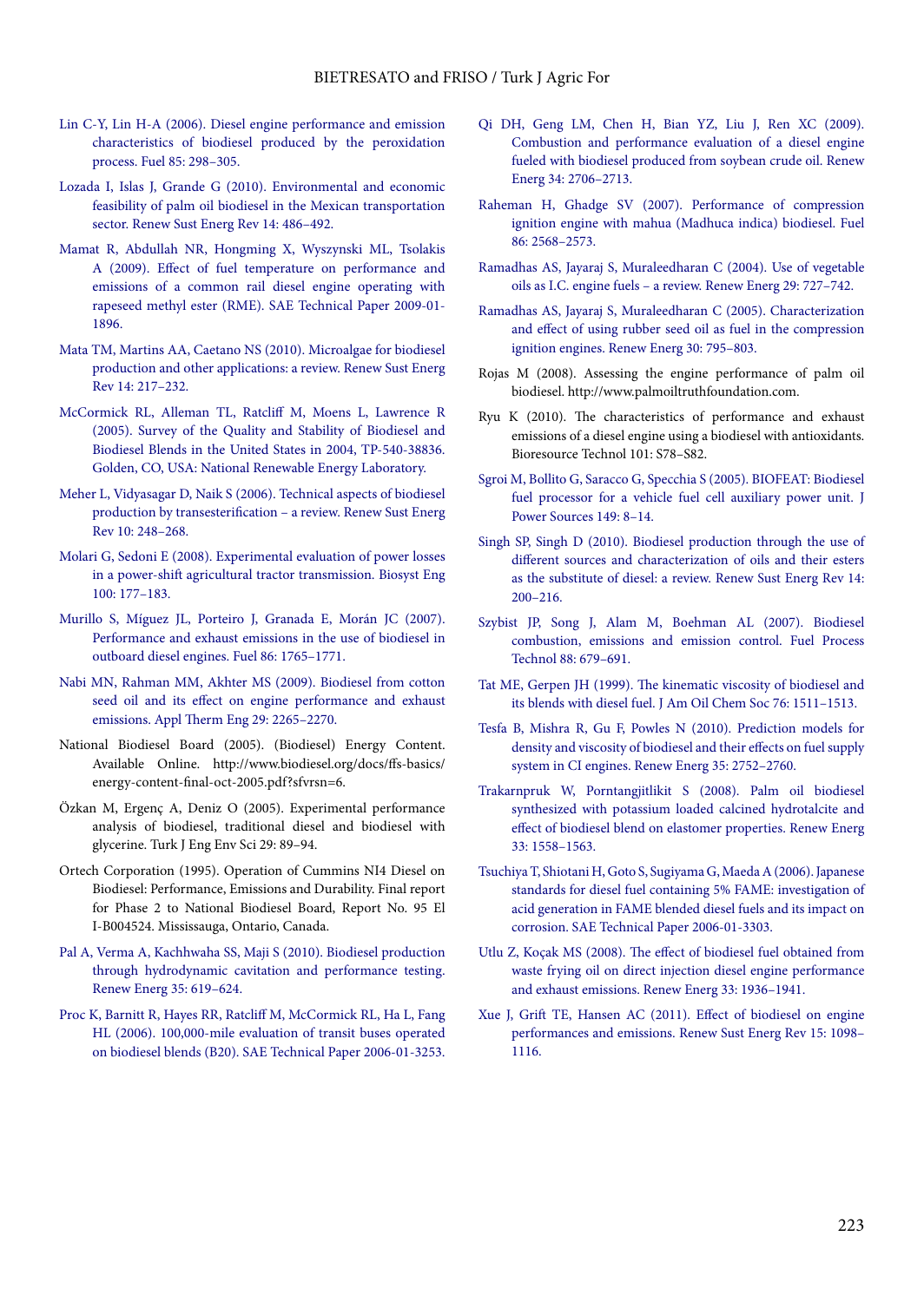Lin C-Y, Lin H-A (2006). Diesel engine performance and emission characteristics of biodiesel produced by the peroxidation process. Fuel 85: 298–305.

Lozada I, Islas J, Grande G (2010). Environmental and economic feasibility of palm oil biodiesel in the Mexican transportation sector. Renew Sust Energ Rev 14: 486–492.

Mamat R, Abdullah NR, Hongming X, Wyszynski ML, Tsolakis A (2009). Effect of fuel temperature on performance and emissions of a common rail diesel engine operating with rapeseed methyl ester (RME). SAE Technical Paper 2009-01-1896.

Mata TM, Martins AA, Caetano NS (2010). Microalgae for biodiesel production and other applications: a review. Renew Sust Energ Rev 14: 217–232.

McCormick RL, Alleman TL, Ratcliff M, Moens L, Lawrence R (2005). Survey of the Quality and Stability of Biodiesel and Biodiesel Blends in the United States in 2004, TP-540-38836. Golden, CO, USA: National Renewable Energy Laboratory.

Meher L, Vidyasagar D, Naik S (2006). Technical aspects of biodiesel production by transesterification – a review. Renew Sust Energ Rev 10: 248–268.

Molari G, Sedoni E (2008). Experimental evaluation of power losses in a power-shift agricultural tractor transmission. Biosyst Eng 100: 177–183.

Murillo S, Míguez JL, Porteiro J, Granada E, Morán JC (2007). Performance and exhaust emissions in the use of biodiesel in outboard diesel engines. Fuel 86: 1765–1771.

Nabi MN, Rahman MM, Akhter MS (2009). Biodiesel from cotton seed oil and its effect on engine performance and exhaust emissions. Appl Therm Eng 29: 2265–2270.

National Biodiesel Board (2005). (Biodiesel) Energy Content. Available Online. http://www.biodiesel.org/docs/ffs-basics/energy-content-final-oct-2005.pdf?sfvrsn=6.

Özkan M, Ergenç A, Deniz O (2005). Experimental performance analysis of biodiesel, traditional diesel and biodiesel with glycerine. Turk J Eng Env Sci 29: 89–94.

Ortech Corporation (1995). Operation of Cummins NI4 Diesel on Biodiesel: Performance, Emissions and Durability. Final report for Phase 2 to National Biodiesel Board, Report No. 95 El I-B004524. Mississauga, Ontario, Canada.

Pal A, Verma A, Kachhwaha SS, Maji S (2010). Biodiesel production through hydrodynamic cavitation and performance testing. Renew Energ 35: 619–624.

Proc K, Barnitt R, Hayes RR, Ratcliff M, McCormick RL, Ha L, Fang HL (2006). 100,000-mile evaluation of transit buses operated on biodiesel blends (B20). SAE Technical Paper 2006-01-3253.

Qi DH, Geng LM, Chen H, Bian YZ, Liu J, Ren XC (2009). Combustion and performance evaluation of a diesel engine fueled with biodiesel produced from soybean crude oil. Renew Energ 34: 2706–2713.

Raheman H, Ghadge SV (2007). Performance of compression ignition engine with mahua (Madhuca indica) biodiesel. Fuel 86: 2568–2573.

Ramadhas AS, Jayaraj S, Muraleedharan C (2004). Use of vegetable oils as I.C. engine fuels – a review. Renew Energ 29: 727–742.

Ramadhas AS, Jayaraj S, Muraleedharan C (2005). Characterization and effect of using rubber seed oil as fuel in the compression ignition engines. Renew Energ 30: 795–803.

Rojas M (2008). Assessing the engine performance of palm oil biodiesel. http://www.palmoiltruthfoundation.com.

Ryu K (2010). The characteristics of performance and exhaust emissions of a diesel engine using a biodiesel with antioxidants. Bioresource Technol 101: S78–S82.

Sgroi M, Bollito G, Saracco G, Specchia S (2005). BIOFEAT: Biodiesel fuel processor for a vehicle fuel cell auxiliary power unit. J Power Sources 149: 8–14.

Singh SP, Singh D (2010). Biodiesel production through the use of different sources and characterization of oils and their esters as the substitute of diesel: a review. Renew Sust Energ Rev 14: 200–216.

Szybist JP, Song J, Alam M, Boehman AL (2007). Biodiesel combustion, emissions and emission control. Fuel Process Technol 88: 679–691.

Tat ME, Gerpen JH (1999). The kinematic viscosity of biodiesel and its blends with diesel fuel. J Am Oil Chem Soc 76: 1511–1513.

Tesfa B, Mishra R, Gu F, Powles N (2010). Prediction models for density and viscosity of biodiesel and their effects on fuel supply system in CI engines. Renew Energ 35: 2752–2760.

Trakarnpruk W, Porntangjitlikit S (2008). Palm oil biodiesel synthesized with potassium loaded calcined hydrotalcite and effect of biodiesel blend on elastomer properties. Renew Energ 33: 1558–1563.

Tsuchiya T, Shiotani H, Goto S, Sugiyama G, Maeda A (2006). Japanese standards for diesel fuel containing 5% FAME: investigation of acid generation in FAME blended diesel fuels and its impact on corrosion. SAE Technical Paper 2006-01-3303.

Utlu Z, Koçak MS (2008). The effect of biodiesel fuel obtained from waste frying oil on direct injection diesel engine performance and exhaust emissions. Renew Energ 33: 1936–1941.

Xue J, Grift TE, Hansen AC (2011). Effect of biodiesel on engine performances and emissions. Renew Sust Energ Rev 15: 1098–1116.